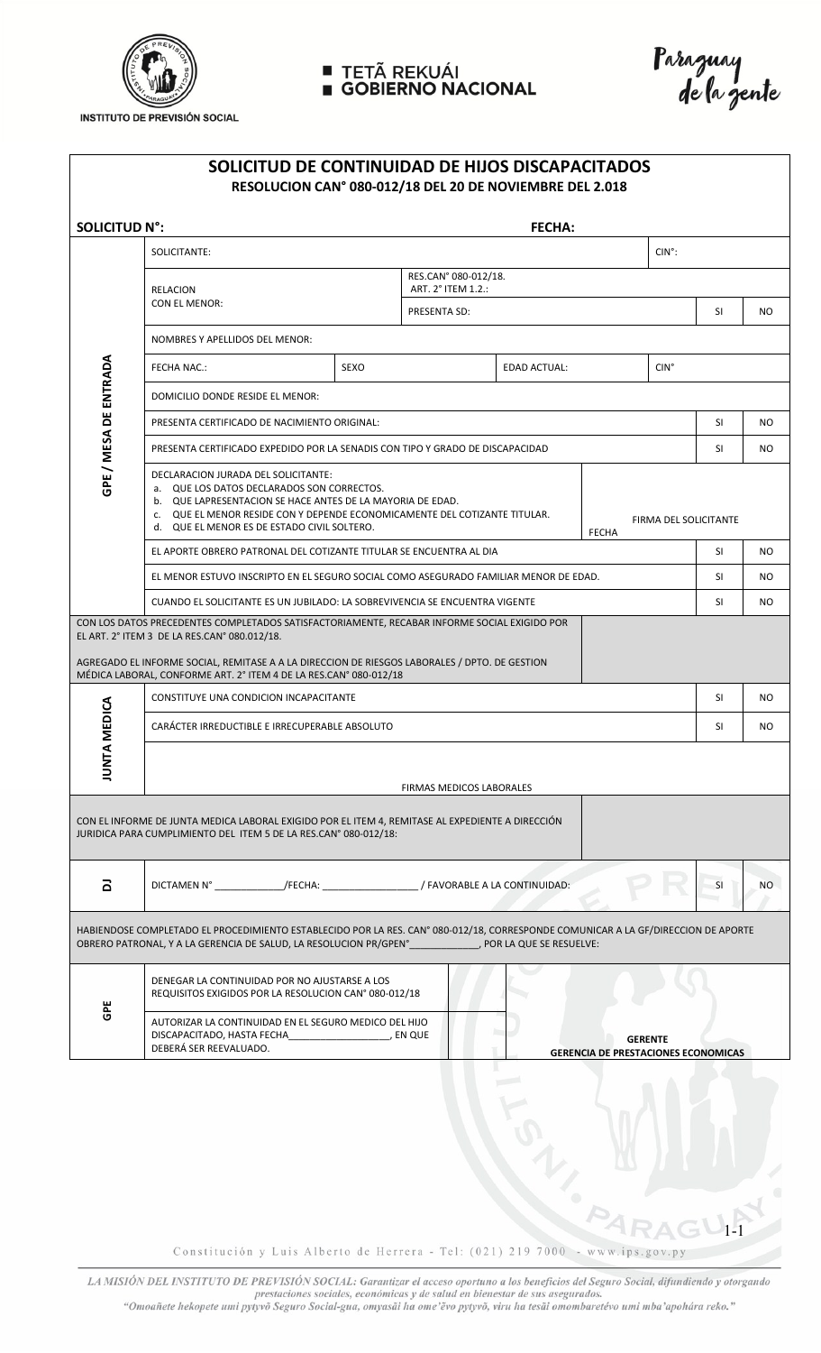INSTITUTO DE PREVISIÓN SOCIAL

TETÃ REKUÁI
GOBIERNO NACIONAL

Paraguay de la gente

# SOLICITUD DE CONTINUIDAD DE HIJOS DISCAPACITADOS

**RESOLUCION CAN° 080-012/18 DEL 20 DE NOVIEMBRE DEL 2.018**

**SOLICITUD N°:** **FECHA:**

| | | | | | | |
|---|---|---|---|---|---|---|
| **GPE / MESA DE ENTRADA** | SOLICITANTE: | | | CIN°: | | |
| | RELACION CON EL MENOR: | RES.CAN° 080-012/18. ART. 2° ITEM 1.2.: | | | | |
| | | PRESENTA SD: | | | SI | NO |
| | NOMBRES Y APELLIDOS DEL MENOR: | | | | | |
| | FECHA NAC.: | SEXO | EDAD ACTUAL: | CIN° | | |
| | DOMICILIO DONDE RESIDE EL MENOR: | | | | | |
| | PRESENTA CERTIFICADO DE NACIMIENTO ORIGINAL: | | | | SI | NO |
| | PRESENTA CERTIFICADO EXPEDIDO POR LA SENADIS CON TIPO Y GRADO DE DISCAPACIDAD | | | | SI | NO |
| | DECLARACION JURADA DEL SOLICITANTE:<br>a. QUE LOS DATOS DECLARADOS SON CORRECTOS.<br>b. QUE LAPRESENTACION SE HACE ANTES DE LA MAYORIA DE EDAD.<br>c. QUE EL MENOR RESIDE CON Y DEPENDE ECONOMICAMENTE DEL COTIZANTE TITULAR.<br>d. QUE EL MENOR ES DE ESTADO CIVIL SOLTERO. | | FECHA | FIRMA DEL SOLICITANTE | | |
| | EL APORTE OBRERO PATRONAL DEL COTIZANTE TITULAR SE ENCUENTRA AL DIA | | | | SI | NO |
| | EL MENOR ESTUVO INSCRIPTO EN EL SEGURO SOCIAL COMO ASEGURADO FAMILIAR MENOR DE EDAD. | | | | SI | NO |
| | CUANDO EL SOLICITANTE ES UN JUBILADO: LA SOBREVIVENCIA SE ENCUENTRA VIGENTE | | | | SI | NO |

CON LOS DATOS PRECEDENTES COMPLETADOS SATISFACTORIAMENTE, RECABAR INFORME SOCIAL EXIGIDO POR EL ART. 2° ITEM 3 DE LA RES.CAN° 080.012/18.

AGREGADO EL INFORME SOCIAL, REMITASE A A LA DIRECCION DE RIESGOS LABORALES / DPTO. DE GESTION MÉDICA LABORAL, CONFORME ART. 2° ITEM 4 DE LA RES.CAN° 080-012/18

| | | | |
|---|---|---|---|
| **JUNTA MEDICA** | CONSTITUYE UNA CONDICION INCAPACITANTE | SI | NO |
| | CARÁCTER IRREDUCTIBLE E IRRECUPERABLE ABSOLUTO | SI | NO |
| | FIRMAS MEDICOS LABORALES | | |

CON EL INFORME DE JUNTA MEDICA LABORAL EXIGIDO POR EL ITEM 4, REMITASE AL EXPEDIENTE A DIRECCIÓN JURIDICA PARA CUMPLIMIENTO DEL ITEM 5 DE LA RES.CAN° 080-012/18:

| | | | |
|---|---|---|---|
| **DJ** | DICTAMEN N° \_\_\_\_\_\_\_\_\_\_\_\_\_/FECHA: \_\_\_\_\_\_\_\_\_\_\_\_\_\_\_\_\_\_ / FAVORABLE A LA CONTINUIDAD: | SI | NO |

HABIENDOSE COMPLETADO EL PROCEDIMIENTO ESTABLECIDO POR LA RES. CAN° 080-012/18, CORRESPONDE COMUNICAR A LA GF/DIRECCION DE APORTE OBRERO PATRONAL, Y A LA GERENCIA DE SALUD, LA RESOLUCION PR/GPEN° \_\_\_\_\_\_\_\_\_\_\_\_\_, POR LA QUE SE RESUELVE:

| | | | |
|---|---|---|---|
| **GPE** | DENEGAR LA CONTINUIDAD POR NO AJUSTARSE A LOS REQUISITOS EXIGIDOS POR LA RESOLUCION CAN° 080-012/18 | | |
| | AUTORIZAR LA CONTINUIDAD EN EL SEGURO MEDICO DEL HIJO DISCAPACITADO, HASTA FECHA\_\_\_\_\_\_\_\_\_\_\_\_\_\_\_\_\_\_\_, EN QUE DEBERÁ SER REEVALUADO. | | **GERENTE**<br>**GERENCIA DE PRESTACIONES ECONOMICAS** |

Constitución y Luis Alberto de Herrera - Tel: (021) 219 7000 - www.ips.gov.py

*LA MISIÓN DEL INSTITUTO DE PREVISIÓN SOCIAL: Garantizar el acceso oportuno a los beneficios del Seguro Social, difundiendo y otorgando prestaciones sociales, económicas y de salud en bienestar de sus asegurados.*

*"Omoañete hekopete umi pytyvõ Seguro Social-gua, omyasãi ha ome'ẽvo pytyvõ, viru ha tesãi omombaretévo umi mba'apohára reko."*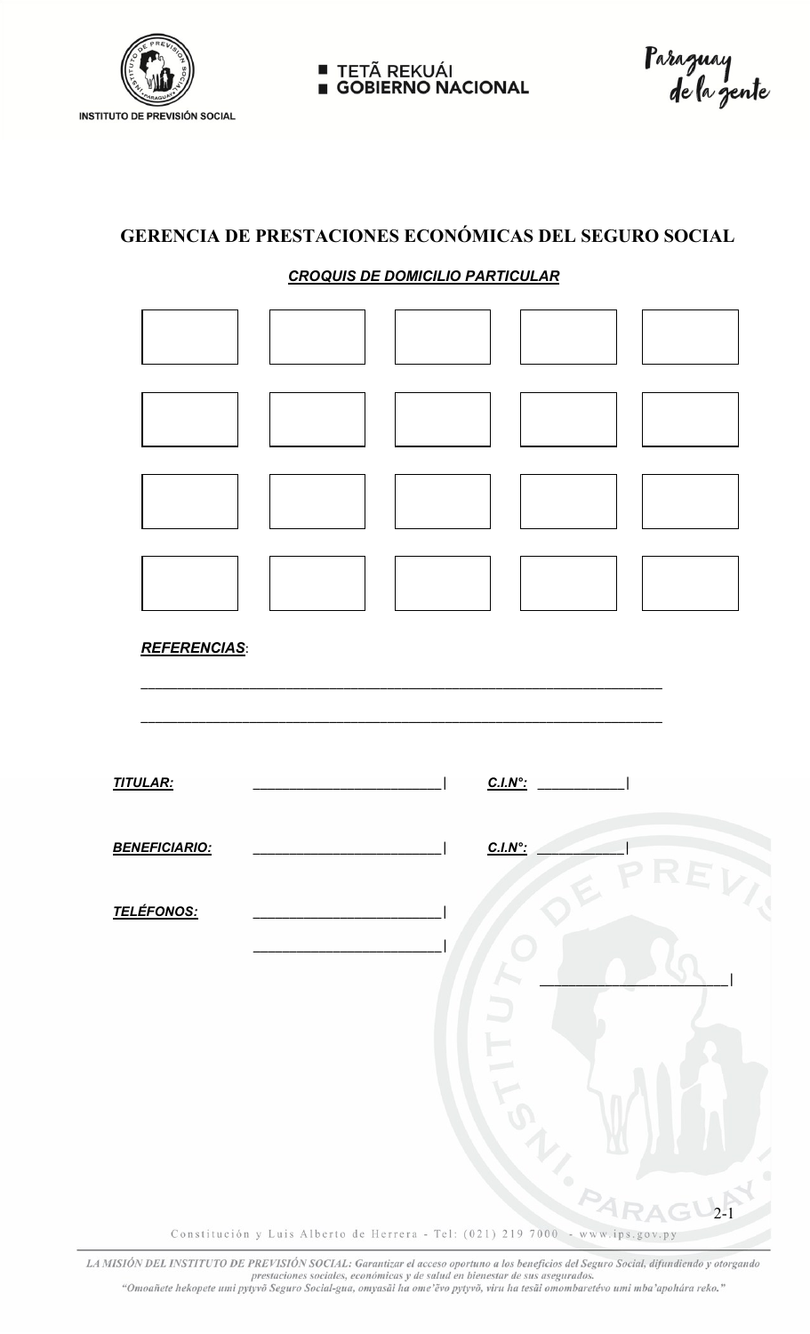INSTITUTO DE PREVISIÓN SOCIAL

TETÃ REKUÁI
GOBIERNO NACIONAL

Paraguay de la gente

## GERENCIA DE PRESTACIONES ECONÓMICAS DEL SEGURO SOCIAL

***CROQUIS DE DOMICILIO PARTICULAR***

| | | | | |
|---|---|---|---|---|
| | | | | |
| | | | | |
| | | | | |
| | | | | |

***REFERENCIAS***:

_______________________________________________________________

_______________________________________________________________

***TITULAR:*** ________________________| ***C.I.N°:*** ___________|

***BENEFICIARIO:*** ________________________| ***C.I.N°:*** ___________|

***TELÉFONOS:*** ________________________|

________________________|

________________________|

Constitución y Luis Alberto de Herrera - Tel: (021) 219 7000 - www.ips.gov.py

*LA MISIÓN DEL INSTITUTO DE PREVISIÓN SOCIAL: Garantizar el acceso oportuno a los beneficios del Seguro Social, difundiendo y otorgando prestaciones sociales, económicas y de salud en bienestar de sus asegurados.*
*"Omoañete hekopete umi pytyvõ Seguro Social-gua, omyasãi ha ome'ẽvo pytyvõ, viru ha tesãi omombaretévo umi mba'apohára reko."*